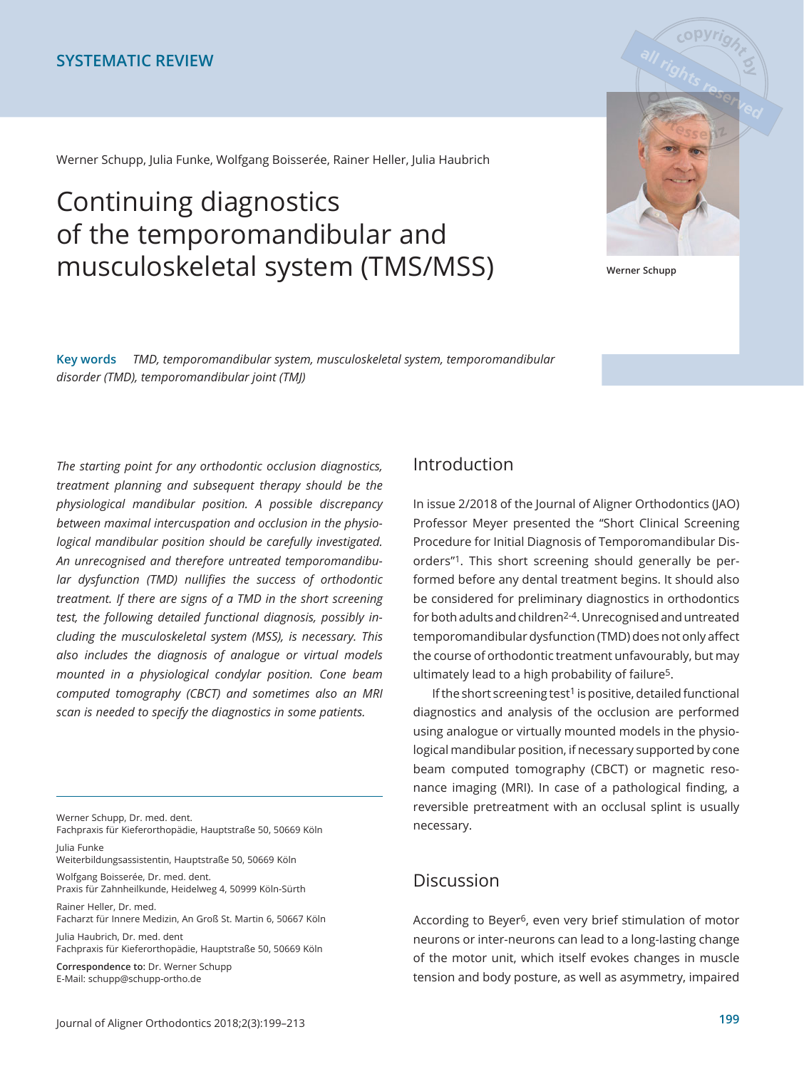SYSTEMATIC REVIEW

Werner Schupp, Julia Funke, Wolfgang Boisserée, Rainer Heller, Julia Haubrich

# Continuing diagnostics of the temporomandibular and musculoskeletal system (TMS/MSS)

Werner Schupp

**Key words** *TMD, temporomandibular system, musculoskeletal system, temporomandibular disorder (TMD), temporomandibular joint (TMJ)*

*The starting point for any orthodontic occlusion diagnostics, treatment planning and subsequent therapy should be the physiological mandibular position. A possible discrepancy between maximal intercuspation and occlusion in the physiological mandibular position should be carefully investigated. An unrecognised and therefore untreated temporomandibular dysfunction (TMD) nullifies the success of orthodontic treatment. If there are signs of a TMD in the short screening test, the following detailed functional diagnosis, possibly including the musculoskeletal system (MSS), is necessary. This also includes the diagnosis of analogue or virtual models mounted in a physiological condylar position. Cone beam computed tomography (CBCT) and sometimes also an MRI scan is needed to specify the diagnostics in some patients.*

Werner Schupp, Dr. med. dent.
Fachpraxis für Kieferorthopädie, Hauptstraße 50, 50669 Köln

Julia Funke
Weiterbildungsassistentin, Hauptstraße 50, 50669 Köln

Wolfgang Boisserée, Dr. med. dent.
Praxis für Zahnheilkunde, Heidelweg 4, 50999 Köln-Sürth

Rainer Heller, Dr. med.
Facharzt für Innere Medizin, An Groß St. Martin 6, 50667 Köln

Julia Haubrich, Dr. med. dent
Fachpraxis für Kieferorthopädie, Hauptstraße 50, 50669 Köln

**Correspondence to:** Dr. Werner Schupp
E-Mail: schupp@schupp-ortho.de

## Introduction

In issue 2/2018 of the Journal of Aligner Orthodontics (JAO) Professor Meyer presented the "Short Clinical Screening Procedure for Initial Diagnosis of Temporomandibular Disorders"[1]. This short screening should generally be performed before any dental treatment begins. It should also be considered for preliminary diagnostics in orthodontics for both adults and children[2-4]. Unrecognised and untreated temporomandibular dysfunction (TMD) does not only affect the course of orthodontic treatment unfavourably, but may ultimately lead to a high probability of failure[5].

If the short screening test[1] is positive, detailed functional diagnostics and analysis of the occlusion are performed using analogue or virtually mounted models in the physiological mandibular position, if necessary supported by cone beam computed tomography (CBCT) or magnetic resonance imaging (MRI). In case of a pathological finding, a reversible pretreatment with an occlusal splint is usually necessary.

## Discussion

According to Beyer[6], even very brief stimulation of motor neurons or inter-neurons can lead to a long-lasting change of the motor unit, which itself evokes changes in muscle tension and body posture, as well as asymmetry, impaired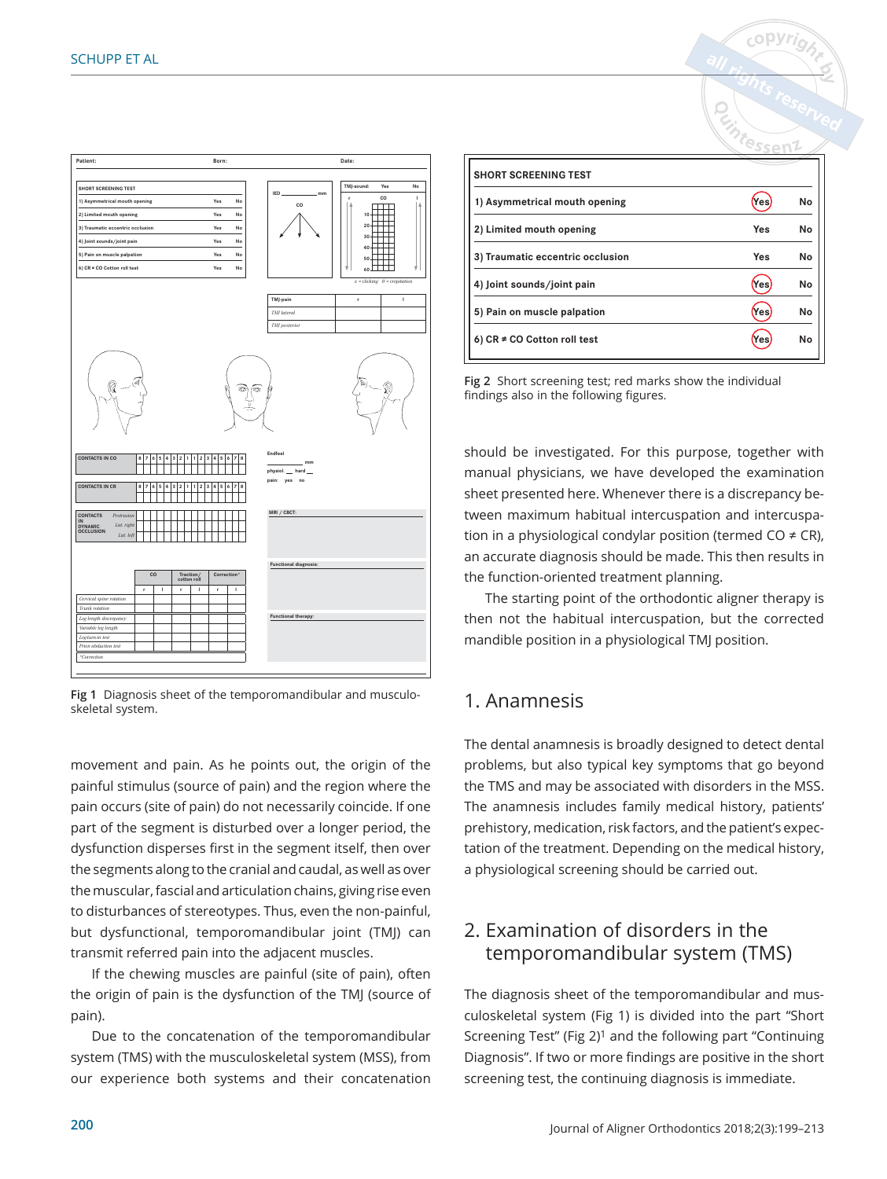| SHORT SCREENING TEST | | |
|---|---|---|
| 1) Asymmetrical mouth opening | Yes | No |
| 2) Limited mouth opening | Yes | No |
| 3) Traumatic eccentric occlusion | Yes | No |
| 4) Joint sounds/joint pain | Yes | No |
| 5) Pain on muscle palpation | Yes | No |
| 6) CR ≠ CO Cotton roll test | Yes | No |

Fig 1 Diagnosis sheet of the temporomandibular and musculoskeletal system.

Fig 2 Short screening test; red marks show the individual findings also in the following figures.

movement and pain. As he points out, the origin of the painful stimulus (source of pain) and the region where the pain occurs (site of pain) do not necessarily coincide. If one part of the segment is disturbed over a longer period, the dysfunction disperses first in the segment itself, then over the segments along to the cranial and caudal, as well as over the muscular, fascial and articulation chains, giving rise even to disturbances of stereotypes. Thus, even the non-painful, but dysfunctional, temporomandibular joint (TMJ) can transmit referred pain into the adjacent muscles.

If the chewing muscles are painful (site of pain), often the origin of pain is the dysfunction of the TMJ (source of pain).

Due to the concatenation of the temporomandibular system (TMS) with the musculoskeletal system (MSS), from our experience both systems and their concatenation should be investigated. For this purpose, together with manual physicians, we have developed the examination sheet presented here. Whenever there is a discrepancy between maximum habitual intercuspation and intercuspation in a physiological condylar position (termed CO ≠ CR), an accurate diagnosis should be made. This then results in the function-oriented treatment planning.

The starting point of the orthodontic aligner therapy is then not the habitual intercuspation, but the corrected mandible position in a physiological TMJ position.

## 1. Anamnesis

The dental anamnesis is broadly designed to detect dental problems, but also typical key symptoms that go beyond the TMS and may be associated with disorders in the MSS. The anamnesis includes family medical history, patients' prehistory, medication, risk factors, and the patient's expectation of the treatment. Depending on the medical history, a physiological screening should be carried out.

## 2. Examination of disorders in the temporomandibular system (TMS)

The diagnosis sheet of the temporomandibular and musculoskeletal system (Fig 1) is divided into the part "Short Screening Test" (Fig 2)[1] and the following part "Continuing Diagnosis". If two or more findings are positive in the short screening test, the continuing diagnosis is immediate.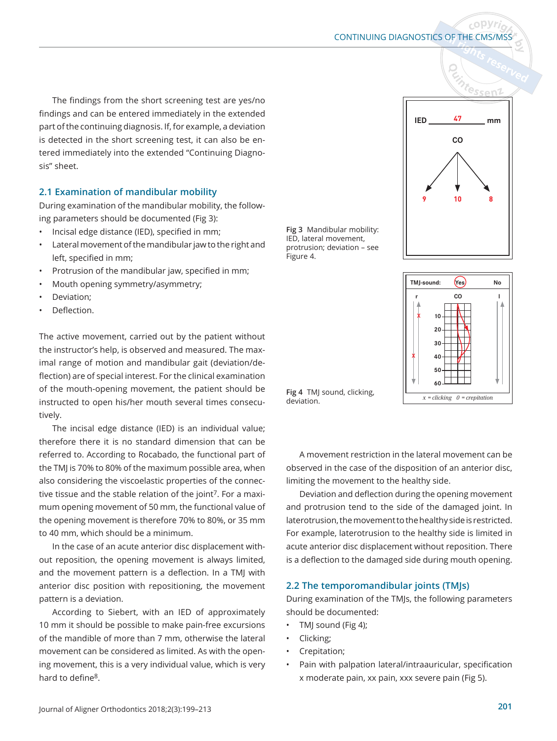The findings from the short screening test are yes/no findings and can be entered immediately in the extended part of the continuing diagnosis. If, for example, a deviation is detected in the short screening test, it can also be entered immediately into the extended "Continuing Diagnosis" sheet.

## 2.1 Examination of mandibular mobility

During examination of the mandibular mobility, the following parameters should be documented (Fig 3):

- Incisal edge distance (IED), specified in mm;
- Lateral movement of the mandibular jaw to the right and left, specified in mm;
- Protrusion of the mandibular jaw, specified in mm;
- Mouth opening symmetry/asymmetry;
- Deviation;
- Deflection.

The active movement, carried out by the patient without the instructor's help, is observed and measured. The maximal range of motion and mandibular gait (deviation/deflection) are of special interest. For the clinical examination of the mouth-opening movement, the patient should be instructed to open his/her mouth several times consecutively.

The incisal edge distance (IED) is an individual value; therefore there it is no standard dimension that can be referred to. According to Rocabado, the functional part of the TMJ is 70% to 80% of the maximum possible area, when also considering the viscoelastic properties of the connective tissue and the stable relation of the joint[7]. For a maximum opening movement of 50 mm, the functional value of the opening movement is therefore 70% to 80%, or 35 mm to 40 mm, which should be a minimum.

In the case of an acute anterior disc displacement without reposition, the opening movement is always limited, and the movement pattern is a deflection. In a TMJ with anterior disc position with repositioning, the movement pattern is a deviation.

According to Siebert, with an IED of approximately 10 mm it should be possible to make pain-free excursions of the mandible of more than 7 mm, otherwise the lateral movement can be considered as limited. As with the opening movement, this is a very individual value, which is very hard to define[8].

IED 47 mm

CO

9 10 8

Fig 3 Mandibular mobility: IED, lateral movement, protrusion; deviation – see Figure 4.

TMJ-sound: Yes No

r CO l

10 20 30 40 50 60

x = clicking 0 = crepitation

Fig 4 TMJ sound, clicking, deviation.

A movement restriction in the lateral movement can be observed in the case of the disposition of an anterior disc, limiting the movement to the healthy side.

Deviation and deflection during the opening movement and protrusion tend to the side of the damaged joint. In laterotrusion, the movement to the healthy side is restricted. For example, laterotrusion to the healthy side is limited in acute anterior disc displacement without reposition. There is a deflection to the damaged side during mouth opening.

## 2.2 The temporomandibular joints (TMJs)

During examination of the TMJs, the following parameters should be documented:

- TMJ sound (Fig 4);
- Clicking;
- Crepitation;
- Pain with palpation lateral/intraauricular, specification x moderate pain, xx pain, xxx severe pain (Fig 5).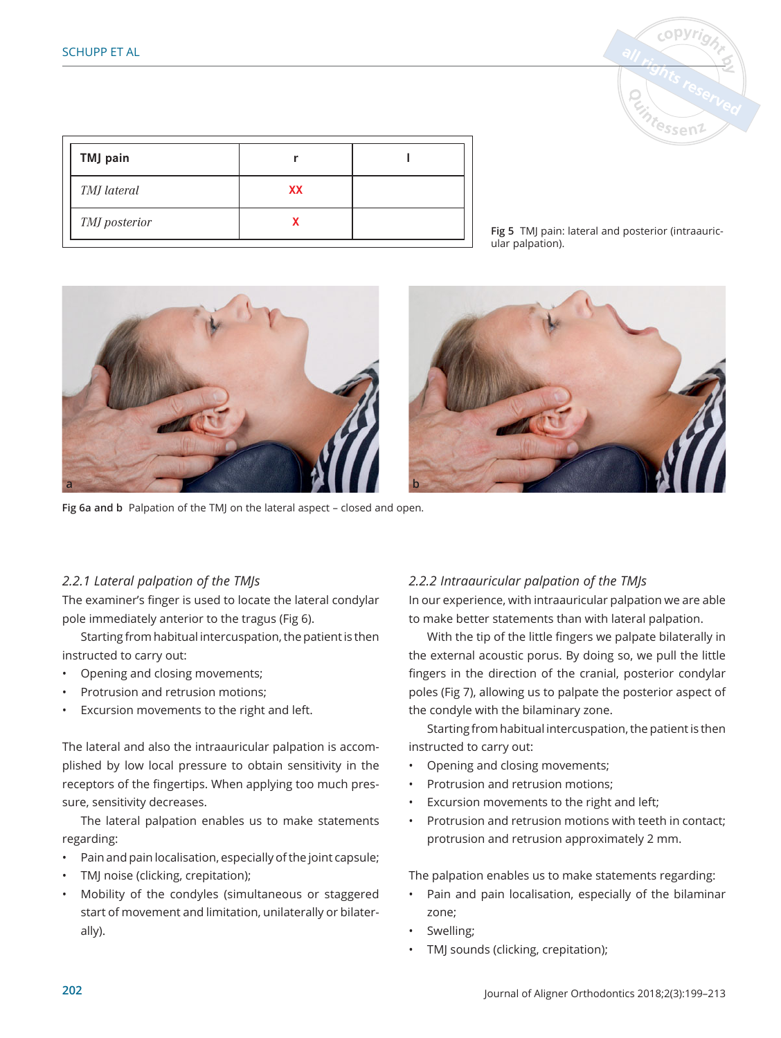| TMJ pain | r | l |
|---|---|---|
| *TMJ lateral* | XX | |
| *TMJ posterior* | X | |

**Fig 5** TMJ pain: lateral and posterior (intraauricular palpation).

**Fig 6a and b** Palpation of the TMJ on the lateral aspect – closed and open.

*2.2.1 Lateral palpation of the TMJs*

The examiner's finger is used to locate the lateral condylar pole immediately anterior to the tragus (Fig 6).

Starting from habitual intercuspation, the patient is then instructed to carry out:

- Opening and closing movements;
- Protrusion and retrusion motions;
- Excursion movements to the right and left.

The lateral and also the intraauricular palpation is accomplished by low local pressure to obtain sensitivity in the receptors of the fingertips. When applying too much pressure, sensitivity decreases.

The lateral palpation enables us to make statements regarding:

- Pain and pain localisation, especially of the joint capsule;
- TMJ noise (clicking, crepitation);
- Mobility of the condyles (simultaneous or staggered start of movement and limitation, unilaterally or bilaterally).

*2.2.2 Intraauricular palpation of the TMJs*

In our experience, with intraauricular palpation we are able to make better statements than with lateral palpation.

With the tip of the little fingers we palpate bilaterally in the external acoustic porus. By doing so, we pull the little fingers in the direction of the cranial, posterior condylar poles (Fig 7), allowing us to palpate the posterior aspect of the condyle with the bilaminary zone.

Starting from habitual intercuspation, the patient is then instructed to carry out:

- Opening and closing movements;
- Protrusion and retrusion motions;
- Excursion movements to the right and left;
- Protrusion and retrusion motions with teeth in contact; protrusion and retrusion approximately 2 mm.

The palpation enables us to make statements regarding:

- Pain and pain localisation, especially of the bilaminar zone;
- Swelling;
- TMJ sounds (clicking, crepitation);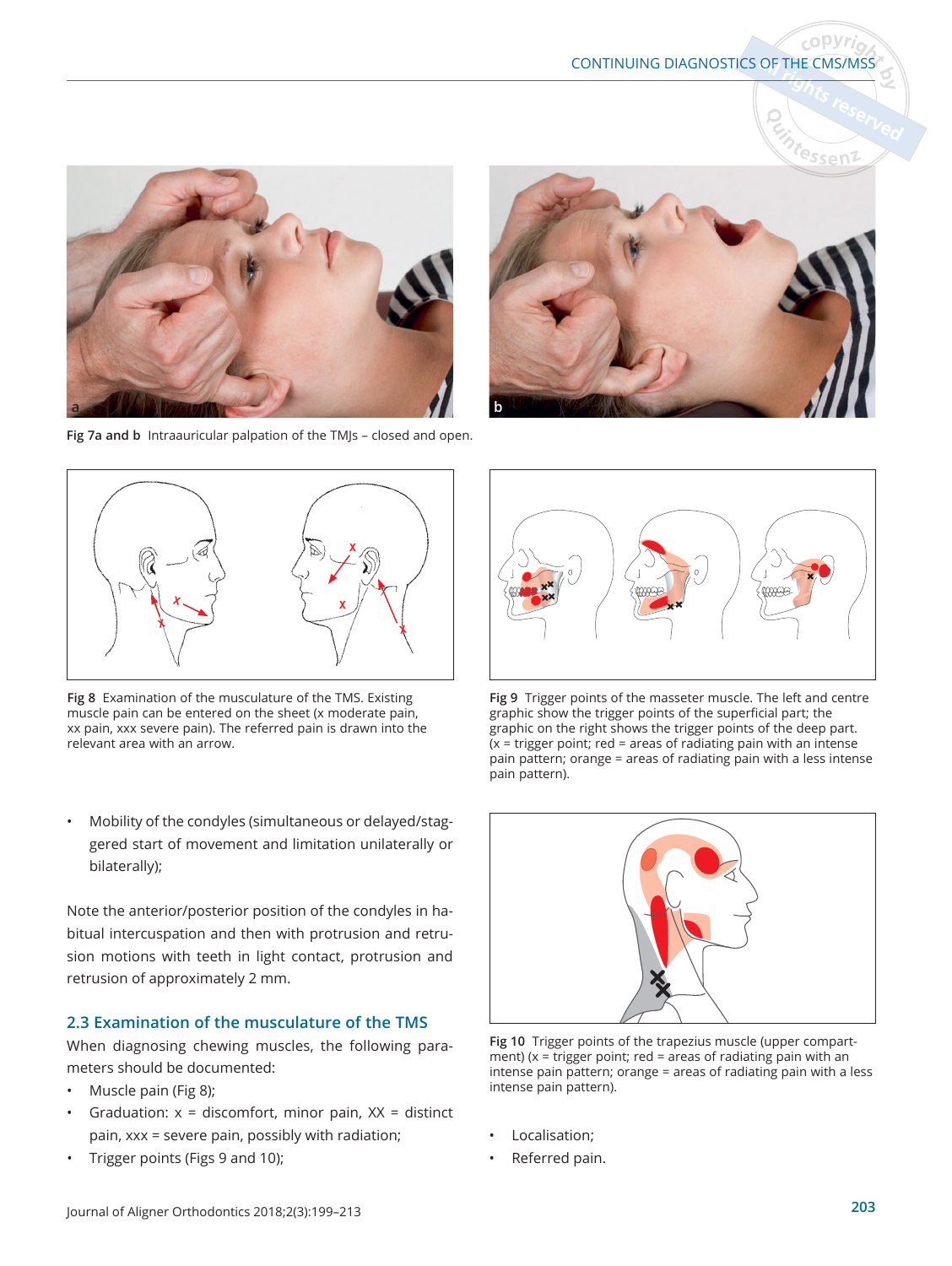Fig 7a and b Intraauricular palpation of the TMJs – closed and open.

Fig 8 Examination of the musculature of the TMS. Existing muscle pain can be entered on the sheet (x moderate pain, xx pain, xxx severe pain). The referred pain is drawn into the relevant area with an arrow.

Fig 9 Trigger points of the masseter muscle. The left and centre graphic show the trigger points of the superficial part; the graphic on the right shows the trigger points of the deep part. (x = trigger point; red = areas of radiating pain with an intense pain pattern; orange = areas of radiating pain with a less intense pain pattern).

- Mobility of the condyles (simultaneous or delayed/staggered start of movement and limitation unilaterally or bilaterally);

Note the anterior/posterior position of the condyles in habitual intercuspation and then with protrusion and retrusion motions with teeth in light contact, protrusion and retrusion of approximately 2 mm.

## 2.3 Examination of the musculature of the TMS

When diagnosing chewing muscles, the following parameters should be documented:

- Muscle pain (Fig 8);
- Graduation: x = discomfort, minor pain, XX = distinct pain, xxx = severe pain, possibly with radiation;
- Trigger points (Figs 9 and 10);

Fig 10 Trigger points of the trapezius muscle (upper compartment) (x = trigger point; red = areas of radiating pain with an intense pain pattern; orange = areas of radiating pain with a less intense pain pattern).

- Localisation;
- Referred pain.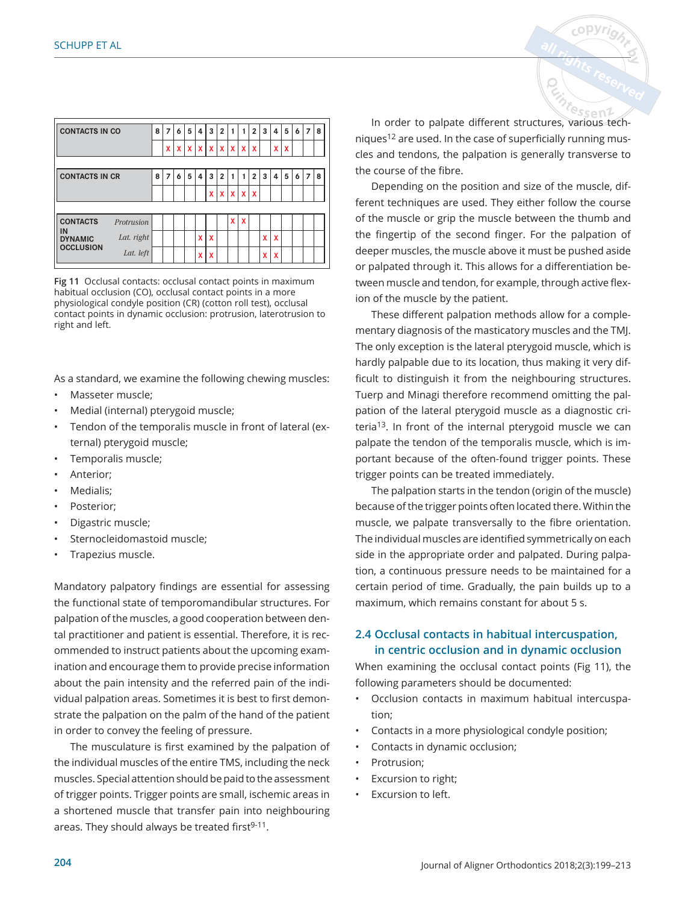| CONTACTS IN CO | 8 | 7 | 6 | 5 | 4 | 3 | 2 | 1 | 1 | 2 | 3 | 4 | 5 | 6 | 7 | 8 |
|---|---|---|---|---|---|---|---|---|---|---|---|---|---|---|---|---|
| | | x | x | x | x | x | x | x | x | x | | x | x | | | |

| CONTACTS IN CR | 8 | 7 | 6 | 5 | 4 | 3 | 2 | 1 | 1 | 2 | 3 | 4 | 5 | 6 | 7 | 8 |
|---|---|---|---|---|---|---|---|---|---|---|---|---|---|---|---|---|
| | | | | | | x | x | x | x | x | | | | | | |

| CONTACTS IN DYNAMIC OCCLUSION | | 8 | 7 | 6 | 5 | 4 | 3 | 2 | 1 | 1 | 2 | 3 | 4 | 5 | 6 | 7 | 8 |
|---|---|---|---|---|---|---|---|---|---|---|---|---|---|---|---|---|---|
| | *Protrusion* | | | | | | | | x | x | | | | | | | |
| | *Lat. right* | | | | | x | x | | | | | x | x | | | | |
| | *Lat. left* | | | | | x | x | | | | | x | x | | | | |

**Fig 11** Occlusal contacts: occlusal contact points in maximum habitual occlusion (CO), occlusal contact points in a more physiological condyle position (CR) (cotton roll test), occlusal contact points in dynamic occlusion: protrusion, laterotrusion to right and left.

As a standard, we examine the following chewing muscles:

- Masseter muscle;
- Medial (internal) pterygoid muscle;
- Tendon of the temporalis muscle in front of lateral (external) pterygoid muscle;
- Temporalis muscle;
- Anterior;
- Medialis;
- Posterior;
- Digastric muscle;
- Sternocleidomastoid muscle;
- Trapezius muscle.

Mandatory palpatory findings are essential for assessing the functional state of temporomandibular structures. For palpation of the muscles, a good cooperation between dental practitioner and patient is essential. Therefore, it is recommended to instruct patients about the upcoming examination and encourage them to provide precise information about the pain intensity and the referred pain of the individual palpation areas. Sometimes it is best to first demonstrate the palpation on the palm of the hand of the patient in order to convey the feeling of pressure.

The musculature is first examined by the palpation of the individual muscles of the entire TMS, including the neck muscles. Special attention should be paid to the assessment of trigger points. Trigger points are small, ischemic areas in a shortened muscle that transfer pain into neighbouring areas. They should always be treated first[9-11].

In order to palpate different structures, various techniques[12] are used. In the case of superficially running muscles and tendons, the palpation is generally transverse to the course of the fibre.

Depending on the position and size of the muscle, different techniques are used. They either follow the course of the muscle or grip the muscle between the thumb and the fingertip of the second finger. For the palpation of deeper muscles, the muscle above it must be pushed aside or palpated through it. This allows for a differentiation between muscle and tendon, for example, through active flexion of the muscle by the patient.

These different palpation methods allow for a complementary diagnosis of the masticatory muscles and the TMJ. The only exception is the lateral pterygoid muscle, which is hardly palpable due to its location, thus making it very difficult to distinguish it from the neighbouring structures. Tuerp and Minagi therefore recommend omitting the palpation of the lateral pterygoid muscle as a diagnostic criteria[13]. In front of the internal pterygoid muscle we can palpate the tendon of the temporalis muscle, which is important because of the often-found trigger points. These trigger points can be treated immediately.

The palpation starts in the tendon (origin of the muscle) because of the trigger points often located there. Within the muscle, we palpate transversally to the fibre orientation. The individual muscles are identified symmetrically on each side in the appropriate order and palpated. During palpation, a continuous pressure needs to be maintained for a certain period of time. Gradually, the pain builds up to a maximum, which remains constant for about 5 s.

## 2.4 Occlusal contacts in habitual intercuspation, in centric occlusion and in dynamic occlusion

When examining the occlusal contact points (Fig 11), the following parameters should be documented:

- Occlusion contacts in maximum habitual intercuspation;
- Contacts in a more physiological condyle position;
- Contacts in dynamic occlusion;
- Protrusion;
- Excursion to right;
- Excursion to left.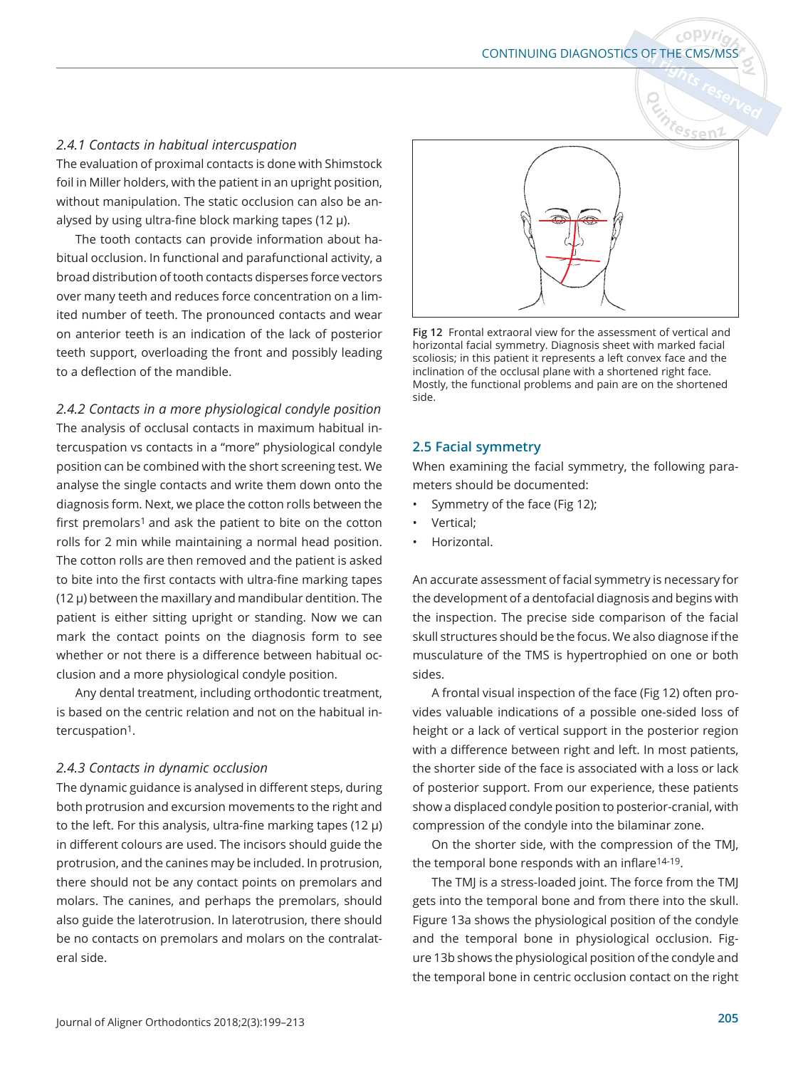*2.4.1 Contacts in habitual intercuspation*

The evaluation of proximal contacts is done with Shimstock foil in Miller holders, with the patient in an upright position, without manipulation. The static occlusion can also be analysed by using ultra-fine block marking tapes (12 µ).

The tooth contacts can provide information about habitual occlusion. In functional and parafunctional activity, a broad distribution of tooth contacts disperses force vectors over many teeth and reduces force concentration on a limited number of teeth. The pronounced contacts and wear on anterior teeth is an indication of the lack of posterior teeth support, overloading the front and possibly leading to a deflection of the mandible.

*2.4.2 Contacts in a more physiological condyle position*

The analysis of occlusal contacts in maximum habitual intercuspation vs contacts in a "more" physiological condyle position can be combined with the short screening test. We analyse the single contacts and write them down onto the diagnosis form. Next, we place the cotton rolls between the first premolars[1] and ask the patient to bite on the cotton rolls for 2 min while maintaining a normal head position. The cotton rolls are then removed and the patient is asked to bite into the first contacts with ultra-fine marking tapes (12 µ) between the maxillary and mandibular dentition. The patient is either sitting upright or standing. Now we can mark the contact points on the diagnosis form to see whether or not there is a difference between habitual occlusion and a more physiological condyle position.

Any dental treatment, including orthodontic treatment, is based on the centric relation and not on the habitual intercuspation[1].

*2.4.3 Contacts in dynamic occlusion*

The dynamic guidance is analysed in different steps, during both protrusion and excursion movements to the right and to the left. For this analysis, ultra-fine marking tapes (12 µ) in different colours are used. The incisors should guide the protrusion, and the canines may be included. In protrusion, there should not be any contact points on premolars and molars. The canines, and perhaps the premolars, should also guide the laterotrusion. In laterotrusion, there should be no contacts on premolars and molars on the contralateral side.

**Fig 12** Frontal extraoral view for the assessment of vertical and horizontal facial symmetry. Diagnosis sheet with marked facial scoliosis; in this patient it represents a left convex face and the inclination of the occlusal plane with a shortened right face. Mostly, the functional problems and pain are on the shortened side.

## 2.5 Facial symmetry

When examining the facial symmetry, the following parameters should be documented:

- Symmetry of the face (Fig 12);
- Vertical;
- Horizontal.

An accurate assessment of facial symmetry is necessary for the development of a dentofacial diagnosis and begins with the inspection. The precise side comparison of the facial skull structures should be the focus. We also diagnose if the musculature of the TMS is hypertrophied on one or both sides.

A frontal visual inspection of the face (Fig 12) often provides valuable indications of a possible one-sided loss of height or a lack of vertical support in the posterior region with a difference between right and left. In most patients, the shorter side of the face is associated with a loss or lack of posterior support. From our experience, these patients show a displaced condyle position to posterior-cranial, with compression of the condyle into the bilaminar zone.

On the shorter side, with the compression of the TMJ, the temporal bone responds with an inflare[14-19].

The TMJ is a stress-loaded joint. The force from the TMJ gets into the temporal bone and from there into the skull. Figure 13a shows the physiological position of the condyle and the temporal bone in physiological occlusion. Figure 13b shows the physiological position of the condyle and the temporal bone in centric occlusion contact on the right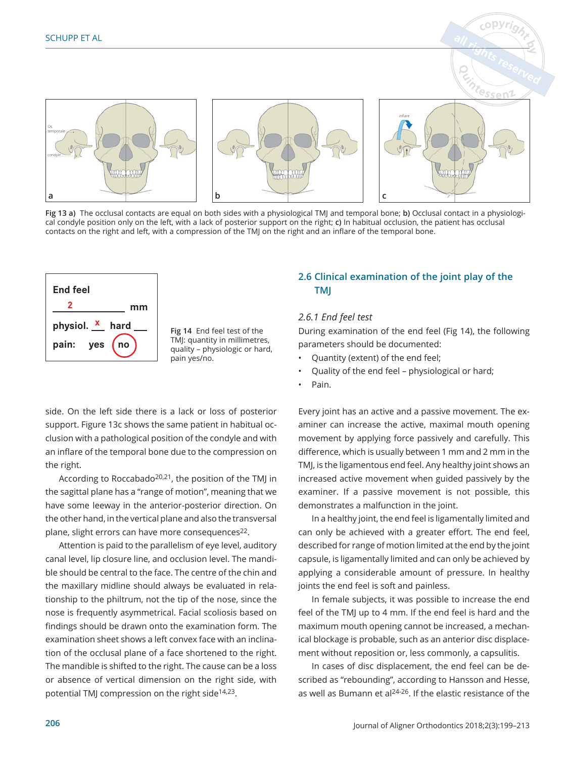Fig 13 a) The occlusal contacts are equal on both sides with a physiological TMJ and temporal bone; **b)** Occlusal contact in a physiological condyle position only on the left, with a lack of posterior support on the right; **c)** In habitual occlusion, the patient has occlusal contacts on the right and left, with a compression of the TMJ on the right and an inflare of the temporal bone.

**Fig 14** End feel test of the TMJ: quantity in millimetres, quality – physiologic or hard, pain yes/no.

side. On the left side there is a lack or loss of posterior support. Figure 13c shows the same patient in habitual occlusion with a pathological position of the condyle and with an inflare of the temporal bone due to the compression on the right.

According to Roccabado[20,21], the position of the TMJ in the sagittal plane has a "range of motion", meaning that we have some leeway in the anterior-posterior direction. On the other hand, in the vertical plane and also the transversal plane, slight errors can have more consequences[22].

Attention is paid to the parallelism of eye level, auditory canal level, lip closure line, and occlusion level. The mandible should be central to the face. The centre of the chin and the maxillary midline should always be evaluated in relationship to the philtrum, not the tip of the nose, since the nose is frequently asymmetrical. Facial scoliosis based on findings should be drawn onto the examination form. The examination sheet shows a left convex face with an inclination of the occlusal plane of a face shortened to the right. The mandible is shifted to the right. The cause can be a loss or absence of vertical dimension on the right side, with potential TMJ compression on the right side[14,23].

## 2.6 Clinical examination of the joint play of the TMJ

### *2.6.1 End feel test*

During examination of the end feel (Fig 14), the following parameters should be documented:

- Quantity (extent) of the end feel;
- Quality of the end feel – physiological or hard;
- Pain.

Every joint has an active and a passive movement. The examiner can increase the active, maximal mouth opening movement by applying force passively and carefully. This difference, which is usually between 1 mm and 2 mm in the TMJ, is the ligamentous end feel. Any healthy joint shows an increased active movement when guided passively by the examiner. If a passive movement is not possible, this demonstrates a malfunction in the joint.

In a healthy joint, the end feel is ligamentally limited and can only be achieved with a greater effort. The end feel, described for range of motion limited at the end by the joint capsule, is ligamentally limited and can only be achieved by applying a considerable amount of pressure. In healthy joints the end feel is soft and painless.

In female subjects, it was possible to increase the end feel of the TMJ up to 4 mm. If the end feel is hard and the maximum mouth opening cannot be increased, a mechanical blockage is probable, such as an anterior disc displacement without reposition or, less commonly, a capsulitis.

In cases of disc displacement, the end feel can be described as "rebounding", according to Hansson and Hesse, as well as Bumann et al[24-26]. If the elastic resistance of the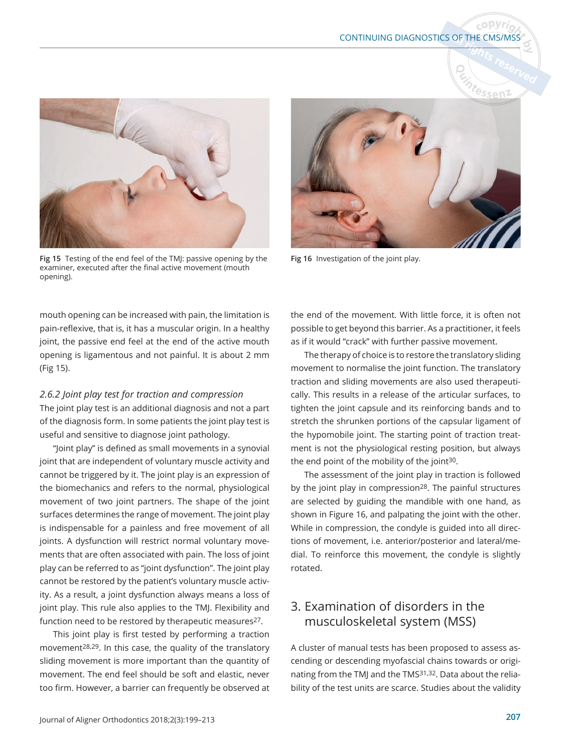Fig 15 Testing of the end feel of the TMJ: passive opening by the examiner, executed after the final active movement (mouth opening).

Fig 16 Investigation of the joint play.

mouth opening can be increased with pain, the limitation is pain-reflexive, that is, it has a muscular origin. In a healthy joint, the passive end feel at the end of the active mouth opening is ligamentous and not painful. It is about 2 mm (Fig 15).

### *2.6.2 Joint play test for traction and compression*

The joint play test is an additional diagnosis and not a part of the diagnosis form. In some patients the joint play test is useful and sensitive to diagnose joint pathology.

"Joint play" is defined as small movements in a synovial joint that are independent of voluntary muscle activity and cannot be triggered by it. The joint play is an expression of the biomechanics and refers to the normal, physiological movement of two joint partners. The shape of the joint surfaces determines the range of movement. The joint play is indispensable for a painless and free movement of all joints. A dysfunction will restrict normal voluntary movements that are often associated with pain. The loss of joint play can be referred to as "joint dysfunction". The joint play cannot be restored by the patient's voluntary muscle activity. As a result, a joint dysfunction always means a loss of joint play. This rule also applies to the TMJ. Flexibility and function need to be restored by therapeutic measures[27].

This joint play is first tested by performing a traction movement[28,29]. In this case, the quality of the translatory sliding movement is more important than the quantity of movement. The end feel should be soft and elastic, never too firm. However, a barrier can frequently be observed at the end of the movement. With little force, it is often not possible to get beyond this barrier. As a practitioner, it feels as if it would "crack" with further passive movement.

The therapy of choice is to restore the translatory sliding movement to normalise the joint function. The translatory traction and sliding movements are also used therapeutically. This results in a release of the articular surfaces, to tighten the joint capsule and its reinforcing bands and to stretch the shrunken portions of the capsular ligament of the hypomobile joint. The starting point of traction treatment is not the physiological resting position, but always the end point of the mobility of the joint[30].

The assessment of the joint play in traction is followed by the joint play in compression[28]. The painful structures are selected by guiding the mandible with one hand, as shown in Figure 16, and palpating the joint with the other. While in compression, the condyle is guided into all directions of movement, i.e. anterior/posterior and lateral/medial. To reinforce this movement, the condyle is slightly rotated.

## 3. Examination of disorders in the musculoskeletal system (MSS)

A cluster of manual tests has been proposed to assess ascending or descending myofascial chains towards or originating from the TMJ and the TMS[31,32]. Data about the reliability of the test units are scarce. Studies about the validity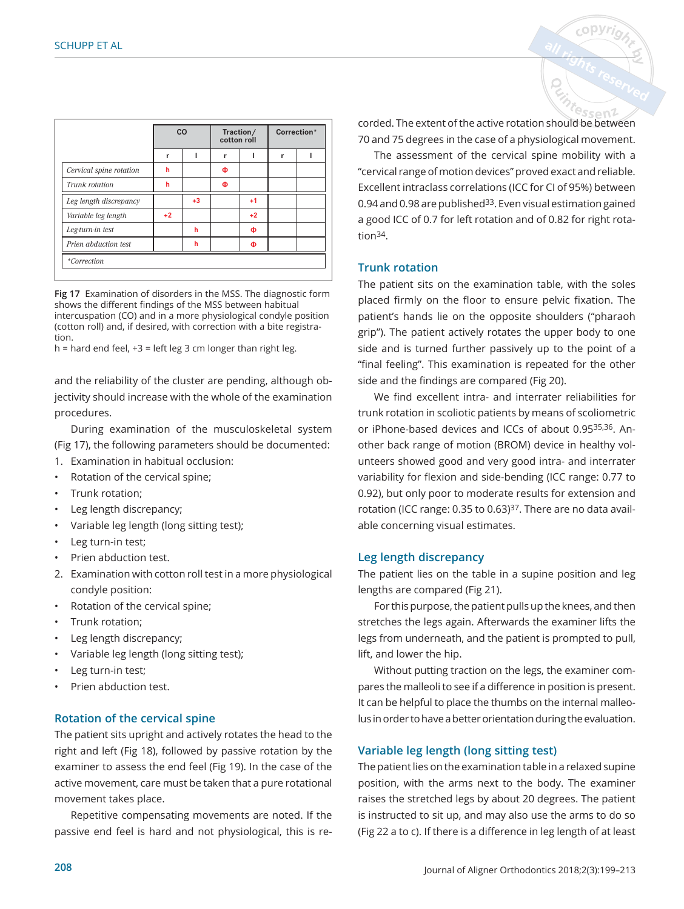|  | CO |  | Traction/ cotton roll |  | Correction* |  |
|---|---|---|---|---|---|---|
|  | r | l | r | l | r | l |
| *Cervical spine rotation* | h |  | Φ |  |  |  |
| *Trunk rotation* | h |  | Φ |  |  |  |
| *Leg length discrepancy* |  | +3 |  | +1 |  |  |
| *Variable leg length* | +2 |  |  | +2 |  |  |
| *Leg-turn-in test* |  | h |  | Φ |  |  |
| *Prien abduction test* |  | h |  | Φ |  |  |
| *\*Correction* |  |  |  |  |  |  |

**Fig 17** Examination of disorders in the MSS. The diagnostic form shows the different findings of the MSS between habitual intercuspation (CO) and in a more physiological condyle position (cotton roll) and, if desired, with correction with a bite registration.
h = hard end feel, +3 = left leg 3 cm longer than right leg.

and the reliability of the cluster are pending, although objectivity should increase with the whole of the examination procedures.

During examination of the musculoskeletal system (Fig 17), the following parameters should be documented:

1. Examination in habitual occlusion:
   - Rotation of the cervical spine;
   - Trunk rotation;
   - Leg length discrepancy;
   - Variable leg length (long sitting test);
   - Leg turn-in test;
   - Prien abduction test.
2. Examination with cotton roll test in a more physiological condyle position:
   - Rotation of the cervical spine;
   - Trunk rotation;
   - Leg length discrepancy;
   - Variable leg length (long sitting test);
   - Leg turn-in test;
   - Prien abduction test.

## Rotation of the cervical spine

The patient sits upright and actively rotates the head to the right and left (Fig 18), followed by passive rotation by the examiner to assess the end feel (Fig 19). In the case of the active movement, care must be taken that a pure rotational movement takes place.

Repetitive compensating movements are noted. If the passive end feel is hard and not physiological, this is recorded. The extent of the active rotation should be between 70 and 75 degrees in the case of a physiological movement.

The assessment of the cervical spine mobility with a "cervical range of motion devices" proved exact and reliable. Excellent intraclass correlations (ICC for CI of 95%) between 0.94 and 0.98 are published[33]. Even visual estimation gained a good ICC of 0.7 for left rotation and of 0.82 for right rotation[34].

## Trunk rotation

The patient sits on the examination table, with the soles placed firmly on the floor to ensure pelvic fixation. The patient's hands lie on the opposite shoulders ("pharaoh grip"). The patient actively rotates the upper body to one side and is turned further passively up to the point of a "final feeling". This examination is repeated for the other side and the findings are compared (Fig 20).

We find excellent intra- and interrater reliabilities for trunk rotation in scoliotic patients by means of scoliometric or iPhone-based devices and ICCs of about 0.95[35,36]. Another back range of motion (BROM) device in healthy volunteers showed good and very good intra- and interrater variability for flexion and side-bending (ICC range: 0.77 to 0.92), but only poor to moderate results for extension and rotation (ICC range: 0.35 to 0.63)[37]. There are no data available concerning visual estimates.

## Leg length discrepancy

The patient lies on the table in a supine position and leg lengths are compared (Fig 21).

For this purpose, the patient pulls up the knees, and then stretches the legs again. Afterwards the examiner lifts the legs from underneath, and the patient is prompted to pull, lift, and lower the hip.

Without putting traction on the legs, the examiner compares the malleoli to see if a difference in position is present. It can be helpful to place the thumbs on the internal malleolus in order to have a better orientation during the evaluation.

## Variable leg length (long sitting test)

The patient lies on the examination table in a relaxed supine position, with the arms next to the body. The examiner raises the stretched legs by about 20 degrees. The patient is instructed to sit up, and may also use the arms to do so (Fig 22 a to c). If there is a difference in leg length of at least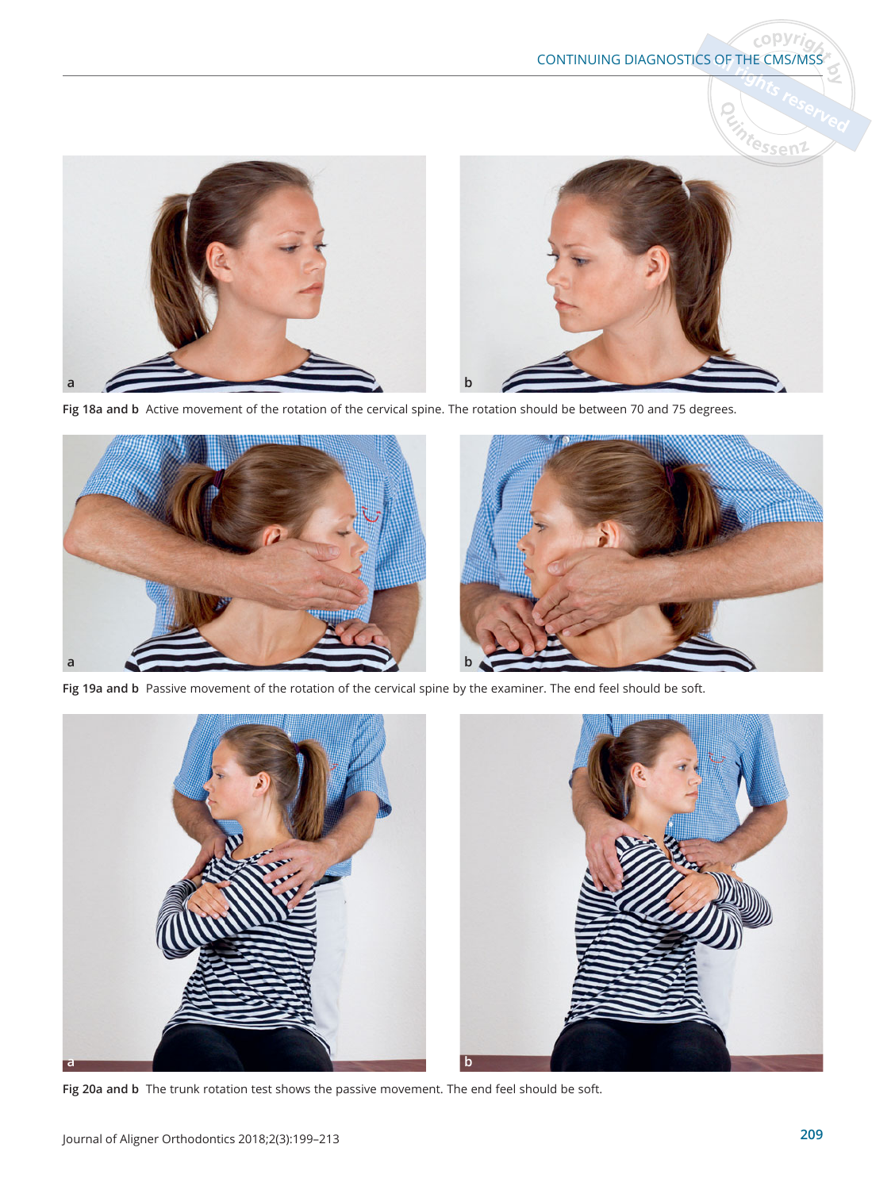Fig 18a and b  Active movement of the rotation of the cervical spine. The rotation should be between 70 and 75 degrees.

Fig 19a and b  Passive movement of the rotation of the cervical spine by the examiner. The end feel should be soft.

Fig 20a and b  The trunk rotation test shows the passive movement. The end feel should be soft.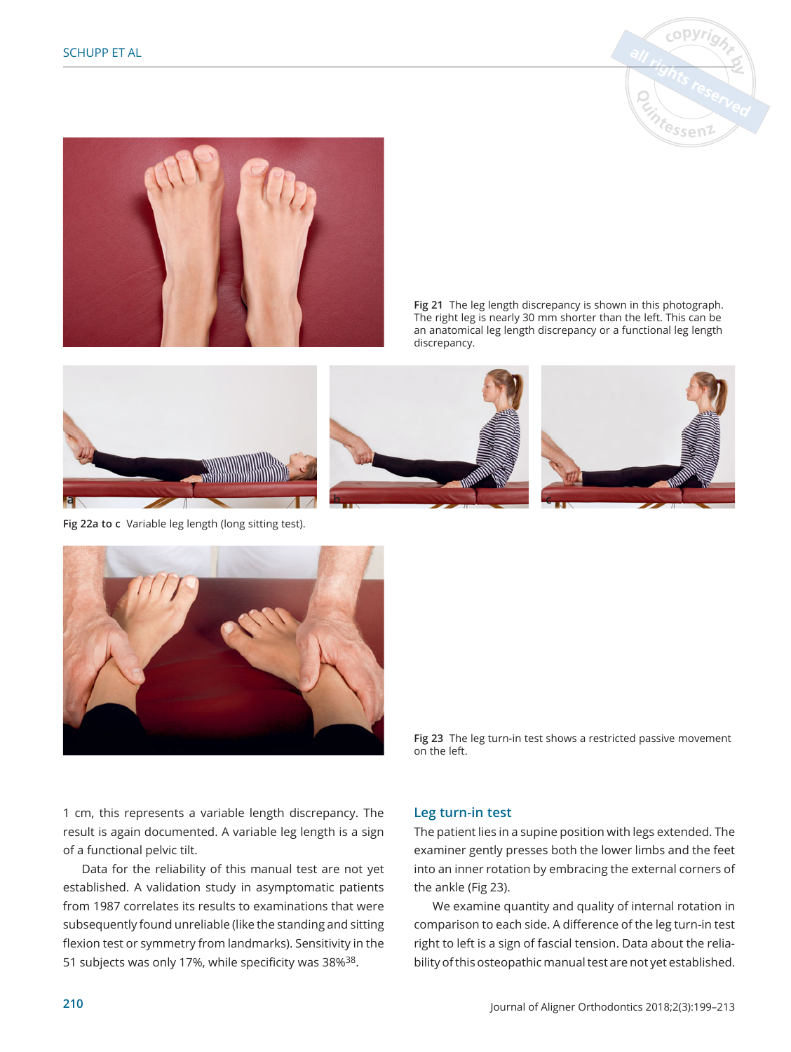Fig 21 The leg length discrepancy is shown in this photograph. The right leg is nearly 30 mm shorter than the left. This can be an anatomical leg length discrepancy or a functional leg length discrepancy.

**Fig 22a to c** Variable leg length (long sitting test).

**Fig 23** The leg turn-in test shows a restricted passive movement on the left.

1 cm, this represents a variable length discrepancy. The result is again documented. A variable leg length is a sign of a functional pelvic tilt.

Data for the reliability of this manual test are not yet established. A validation study in asymptomatic patients from 1987 correlates its results to examinations that were subsequently found unreliable (like the standing and sitting flexion test or symmetry from landmarks). Sensitivity in the 51 subjects was only 17%, while specificity was 38%[38].

## Leg turn-in test

The patient lies in a supine position with legs extended. The examiner gently presses both the lower limbs and the feet into an inner rotation by embracing the external corners of the ankle (Fig 23).

We examine quantity and quality of internal rotation in comparison to each side. A difference of the leg turn-in test right to left is a sign of fascial tension. Data about the reliability of this osteopathic manual test are not yet established.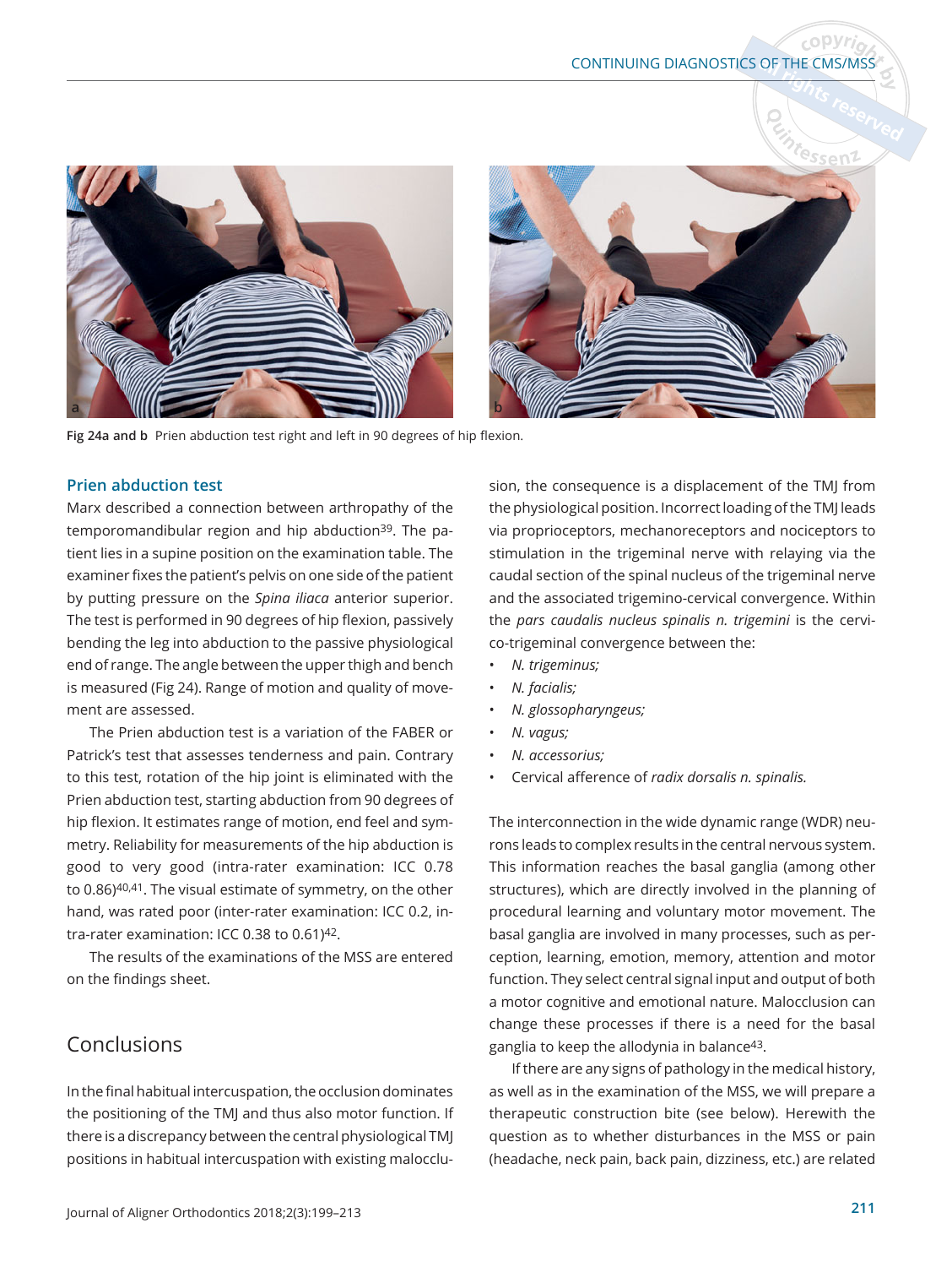Fig 24a and b  Prien abduction test right and left in 90 degrees of hip flexion.

### Prien abduction test

Marx described a connection between arthropathy of the temporomandibular region and hip abduction[39]. The patient lies in a supine position on the examination table. The examiner fixes the patient's pelvis on one side of the patient by putting pressure on the *Spina iliaca* anterior superior. The test is performed in 90 degrees of hip flexion, passively bending the leg into abduction to the passive physiological end of range. The angle between the upper thigh and bench is measured (Fig 24). Range of motion and quality of movement are assessed.

The Prien abduction test is a variation of the FABER or Patrick's test that assesses tenderness and pain. Contrary to this test, rotation of the hip joint is eliminated with the Prien abduction test, starting abduction from 90 degrees of hip flexion. It estimates range of motion, end feel and symmetry. Reliability for measurements of the hip abduction is good to very good (intra-rater examination: ICC 0.78 to 0.86)[40,41]. The visual estimate of symmetry, on the other hand, was rated poor (inter-rater examination: ICC 0.2, intra-rater examination: ICC 0.38 to 0.61)[42].

The results of the examinations of the MSS are entered on the findings sheet.

## Conclusions

In the final habitual intercuspation, the occlusion dominates the positioning of the TMJ and thus also motor function. If there is a discrepancy between the central physiological TMJ positions in habitual intercuspation with existing malocclusion, the consequence is a displacement of the TMJ from the physiological position. Incorrect loading of the TMJ leads via proprioceptors, mechanoreceptors and nociceptors to stimulation in the trigeminal nerve with relaying via the caudal section of the spinal nucleus of the trigeminal nerve and the associated trigemino-cervical convergence. Within the *pars caudalis nucleus spinalis n. trigemini* is the cervico-trigeminal convergence between the:

- *N. trigeminus;*
- *N. facialis;*
- *N. glossopharyngeus;*
- *N. vagus;*
- *N. accessorius;*
- Cervical afference of *radix dorsalis n. spinalis.*

The interconnection in the wide dynamic range (WDR) neurons leads to complex results in the central nervous system. This information reaches the basal ganglia (among other structures), which are directly involved in the planning of procedural learning and voluntary motor movement. The basal ganglia are involved in many processes, such as perception, learning, emotion, memory, attention and motor function. They select central signal input and output of both a motor cognitive and emotional nature. Malocclusion can change these processes if there is a need for the basal ganglia to keep the allodynia in balance[43].

If there are any signs of pathology in the medical history, as well as in the examination of the MSS, we will prepare a therapeutic construction bite (see below). Herewith the question as to whether disturbances in the MSS or pain (headache, neck pain, back pain, dizziness, etc.) are related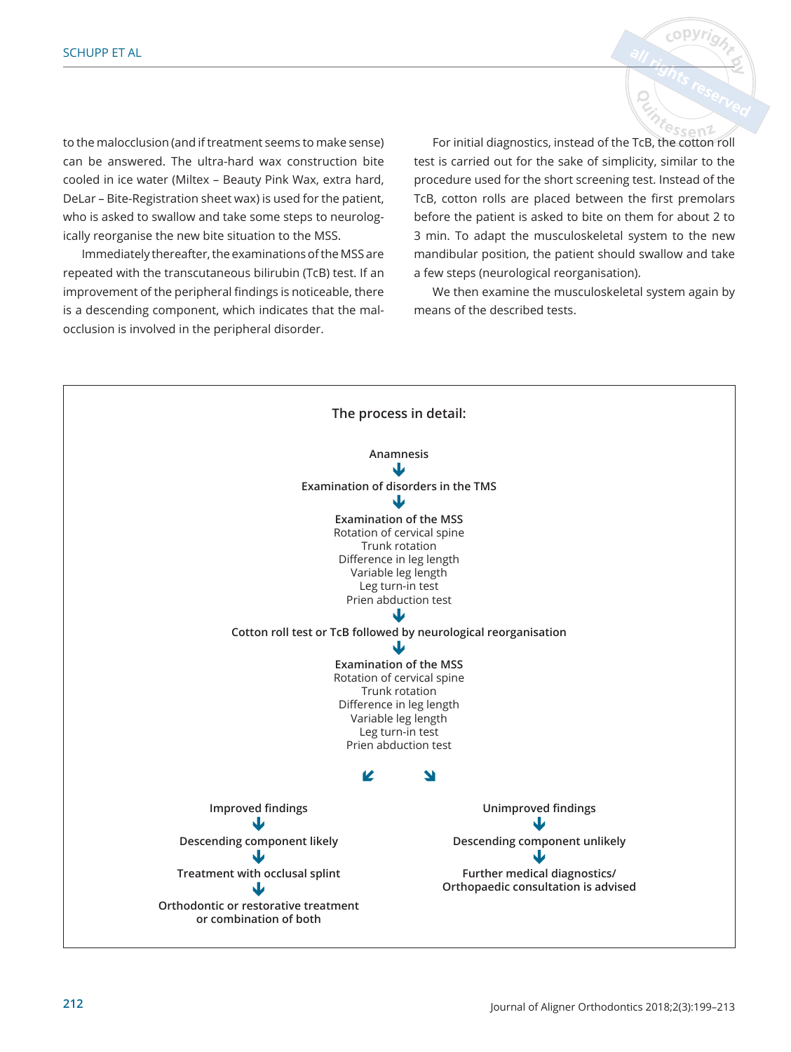to the malocclusion (and if treatment seems to make sense) can be answered. The ultra-hard wax construction bite cooled in ice water (Miltex – Beauty Pink Wax, extra hard, DeLar – Bite-Registration sheet wax) is used for the patient, who is asked to swallow and take some steps to neurologically reorganise the new bite situation to the MSS.

Immediately thereafter, the examinations of the MSS are repeated with the transcutaneous bilirubin (TcB) test. If an improvement of the peripheral findings is noticeable, there is a descending component, which indicates that the malocclusion is involved in the peripheral disorder.

For initial diagnostics, instead of the TcB, the cotton roll test is carried out for the sake of simplicity, similar to the procedure used for the short screening test. Instead of the TcB, cotton rolls are placed between the first premolars before the patient is asked to bite on them for about 2 to 3 min. To adapt the musculoskeletal system to the new mandibular position, the patient should swallow and take a few steps (neurological reorganisation).

We then examine the musculoskeletal system again by means of the described tests.

**The process in detail:**

**Anamnesis**
↓
**Examination of disorders in the TMS**
↓
**Examination of the MSS**
Rotation of cervical spine
Trunk rotation
Difference in leg length
Variable leg length
Leg turn-in test
Prien abduction test
↓
**Cotton roll test or TcB followed by neurological reorganisation**
↓
**Examination of the MSS**
Rotation of cervical spine
Trunk rotation
Difference in leg length
Variable leg length
Leg turn-in test
Prien abduction test

↙ ↘

**Improved findings**
↓
**Descending component likely**
↓
**Treatment with occlusal splint**
↓
**Orthodontic or restorative treatment or combination of both**

**Unimproved findings**
↓
**Descending component unlikely**
↓
**Further medical diagnostics/ Orthopaedic consultation is advised**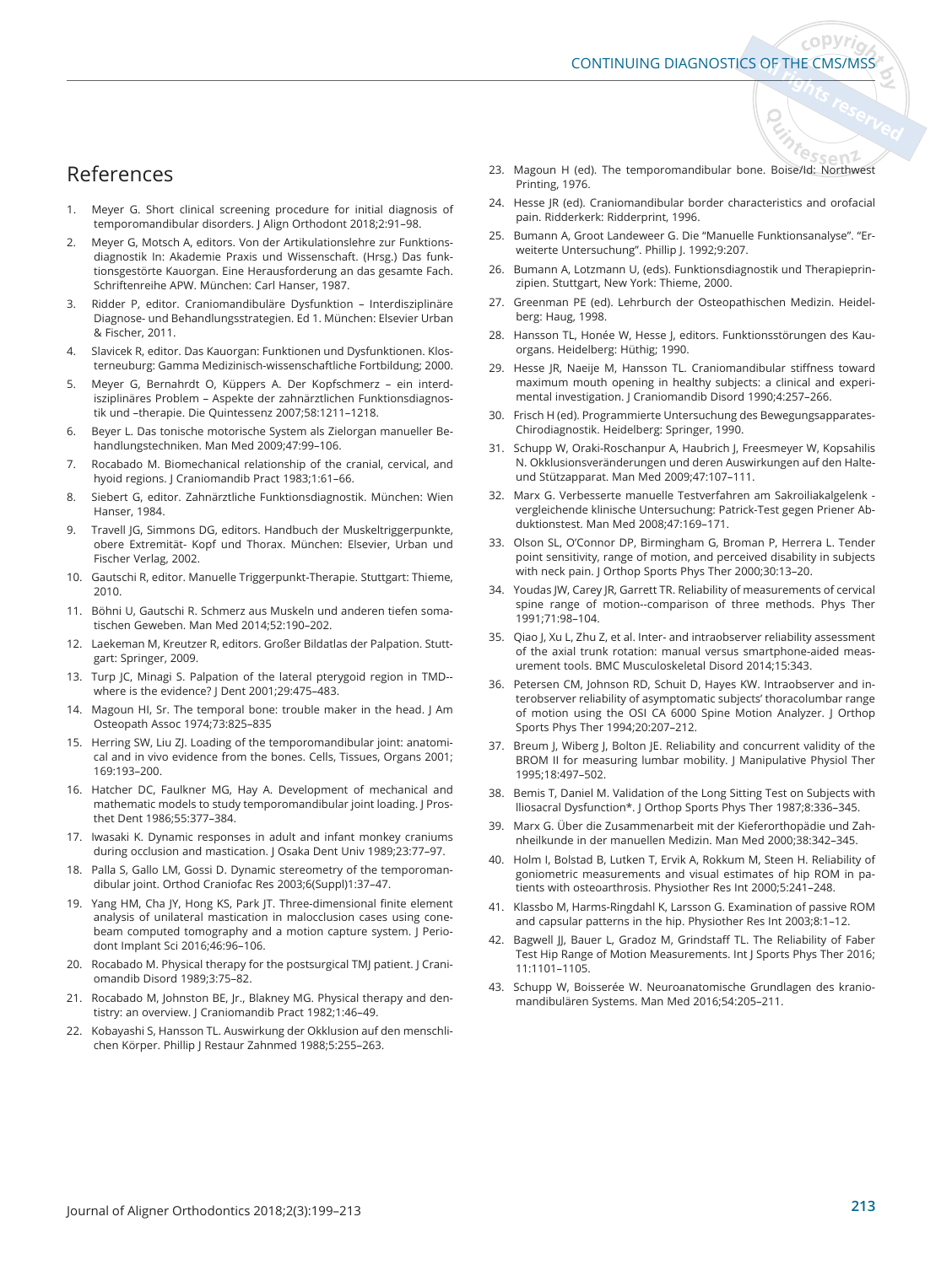# References

1. Meyer G. Short clinical screening procedure for initial diagnosis of temporomandibular disorders. J Align Orthodont 2018;2:91–98.
2. Meyer G, Motsch A, editors. Von der Artikulationslehre zur Funktionsdiagnostik In: Akademie Praxis und Wissenschaft. (Hrsg.) Das funktionsgestörte Kauorgan. Eine Herausforderung an das gesamte Fach. Schriftenreihe APW. München: Carl Hanser, 1987.
3. Ridder P, editor. Craniomandibuläre Dysfunktion – Interdisziplinäre Diagnose- und Behandlungsstrategien. Ed 1. München: Elsevier Urban & Fischer, 2011.
4. Slavicek R, editor. Das Kauorgan: Funktionen und Dysfunktionen. Klosterneuburg: Gamma Medizinisch-wissenschaftliche Fortbildung; 2000.
5. Meyer G, Bernahrdt O, Küppers A. Der Kopfschmerz – ein interdisziplinäres Problem – Aspekte der zahnärztlichen Funktionsdiagnostik und –therapie. Die Quintessenz 2007;58:1211–1218.
6. Beyer L. Das tonische motorische System als Zielorgan manueller Behandlungstechniken. Man Med 2009;47:99–106.
7. Rocabado M. Biomechanical relationship of the cranial, cervical, and hyoid regions. J Craniomandib Pract 1983;1:61–66.
8. Siebert G, editor. Zahnärztliche Funktionsdiagnostik. München: Wien Hanser, 1984.
9. Travell JG, Simmons DG, editors. Handbuch der Muskeltriggerpunkte, obere Extremität- Kopf und Thorax. München: Elsevier, Urban und Fischer Verlag, 2002.
10. Gautschi R, editor. Manuelle Triggerpunkt-Therapie. Stuttgart: Thieme, 2010.
11. Böhni U, Gautschi R. Schmerz aus Muskeln und anderen tiefen somatischen Geweben. Man Med 2014;52:190–202.
12. Laekeman M, Kreutzer R, editors. Großer Bildatlas der Palpation. Stuttgart: Springer, 2009.
13. Turp JC, Minagi S. Palpation of the lateral pterygoid region in TMD--where is the evidence? J Dent 2001;29:475–483.
14. Magoun HI, Sr. The temporal bone: trouble maker in the head. J Am Osteopath Assoc 1974;73:825–835
15. Herring SW, Liu ZJ. Loading of the temporomandibular joint: anatomical and in vivo evidence from the bones. Cells, Tissues, Organs 2001; 169:193–200.
16. Hatcher DC, Faulkner MG, Hay A. Development of mechanical and mathematic models to study temporomandibular joint loading. J Prosthet Dent 1986;55:377–384.
17. Iwasaki K. Dynamic responses in adult and infant monkey craniums during occlusion and mastication. J Osaka Dent Univ 1989;23:77–97.
18. Palla S, Gallo LM, Gossi D. Dynamic stereometry of the temporomandibular joint. Orthod Craniofac Res 2003;6(Suppl)1:37–47.
19. Yang HM, Cha JY, Hong KS, Park JT. Three-dimensional finite element analysis of unilateral mastication in malocclusion cases using cone-beam computed tomography and a motion capture system. J Periodont Implant Sci 2016;46:96–106.
20. Rocabado M. Physical therapy for the postsurgical TMJ patient. J Craniomandib Disord 1989;3:75–82.
21. Rocabado M, Johnston BE, Jr., Blakney MG. Physical therapy and dentistry: an overview. J Craniomandib Pract 1982;1:46–49.
22. Kobayashi S, Hansson TL. Auswirkung der Okklusion auf den menschlichen Körper. Phillip J Restaur Zahnmed 1988;5:255–263.
23. Magoun H (ed). The temporomandibular bone. Boise/Id: Northwest Printing, 1976.
24. Hesse JR (ed). Craniomandibular border characteristics and orofacial pain. Ridderkerk: Ridderprint, 1996.
25. Bumann A, Groot Landeweer G. Die "Manuelle Funktionsanalyse". "Erweiterte Untersuchung". Phillip J. 1992;9:207.
26. Bumann A, Lotzmann U, (eds). Funktionsdiagnostik und Therapieprinzipien. Stuttgart, New York: Thieme, 2000.
27. Greenman PE (ed). Lehrburch der Osteopathischen Medizin. Heidelberg: Haug, 1998.
28. Hansson TL, Honée W, Hesse J, editors. Funktionsstörungen des Kauorgans. Heidelberg: Hüthig; 1990.
29. Hesse JR, Naeije M, Hansson TL. Craniomandibular stiffness toward maximum mouth opening in healthy subjects: a clinical and experimental investigation. J Craniomandib Disord 1990;4:257–266.
30. Frisch H (ed). Programmierte Untersuchung des Bewegungsapparates-Chirodiagnostik. Heidelberg: Springer, 1990.
31. Schupp W, Oraki-Roschanpur A, Haubrich J, Freesmeyer W, Kopsahilis N. Okklusionsveränderungen und deren Auswirkungen auf den Halte- und Stützapparat. Man Med 2009;47:107–111.
32. Marx G. Verbesserte manuelle Testverfahren am Sakroiliakalgelenk - vergleichende klinische Untersuchung: Patrick-Test gegen Priener Abduktionstest. Man Med 2008;47:169–171.
33. Olson SL, O'Connor DP, Birmingham G, Broman P, Herrera L. Tender point sensitivity, range of motion, and perceived disability in subjects with neck pain. J Orthop Sports Phys Ther 2000;30:13–20.
34. Youdas JW, Carey JR, Garrett TR. Reliability of measurements of cervical spine range of motion--comparison of three methods. Phys Ther 1991;71:98–104.
35. Qiao J, Xu L, Zhu Z, et al. Inter- and intraobserver reliability assessment of the axial trunk rotation: manual versus smartphone-aided measurement tools. BMC Musculoskeletal Disord 2014;15:343.
36. Petersen CM, Johnson RD, Schuit D, Hayes KW. Intraobserver and interobserver reliability of asymptomatic subjects' thoracolumbar range of motion using the OSI CA 6000 Spine Motion Analyzer. J Orthop Sports Phys Ther 1994;20:207–212.
37. Breum J, Wiberg J, Bolton JE. Reliability and concurrent validity of the BROM II for measuring lumbar mobility. J Manipulative Physiol Ther 1995;18:497–502.
38. Bemis T, Daniel M. Validation of the Long Sitting Test on Subjects with Iliosacral Dysfunction*. J Orthop Sports Phys Ther 1987;8:336–345.
39. Marx G. Über die Zusammenarbeit mit der Kieferorthopädie und Zahnheilkunde in der manuellen Medizin. Man Med 2000;38:342–345.
40. Holm I, Bolstad B, Lutken T, Ervik A, Rokkum M, Steen H. Reliability of goniometric measurements and visual estimates of hip ROM in patients with osteoarthrosis. Physiother Res Int 2000;5:241–248.
41. Klassbo M, Harms-Ringdahl K, Larsson G. Examination of passive ROM and capsular patterns in the hip. Physiother Res Int 2003;8:1–12.
42. Bagwell JJ, Bauer L, Gradoz M, Grindstaff TL. The Reliability of Faber Test Hip Range of Motion Measurements. Int J Sports Phys Ther 2016; 11:1101–1105.
43. Schupp W, Boisserée W. Neuroanatomische Grundlagen des kraniomandibulären Systems. Man Med 2016;54:205–211.